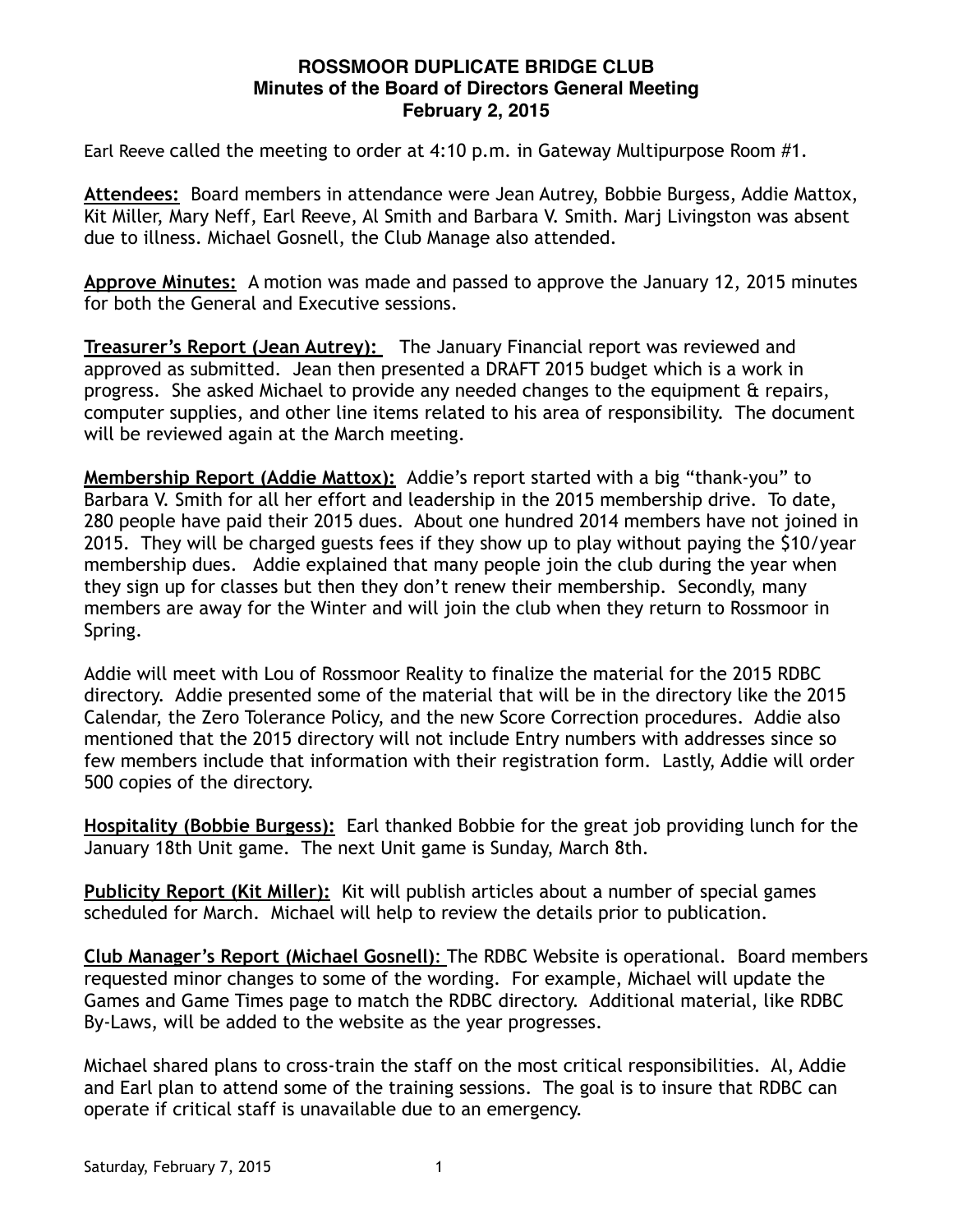**ROSSMOOR DUPLICATE BRIDGE CLUB**
**Minutes of the Board of Directors General Meeting**
**February 2, 2015**

Earl Reeve called the meeting to order at 4:10 p.m. in Gateway Multipurpose Room #1.

**Attendees:** Board members in attendance were Jean Autrey, Bobbie Burgess, Addie Mattox, Kit Miller, Mary Neff, Earl Reeve, Al Smith and Barbara V. Smith. Marj Livingston was absent due to illness. Michael Gosnell, the Club Manage also attended.

**Approve Minutes:** A motion was made and passed to approve the January 12, 2015 minutes for both the General and Executive sessions.

**Treasurer's Report (Jean Autrey):** The January Financial report was reviewed and approved as submitted. Jean then presented a DRAFT 2015 budget which is a work in progress. She asked Michael to provide any needed changes to the equipment & repairs, computer supplies, and other line items related to his area of responsibility. The document will be reviewed again at the March meeting.

**Membership Report (Addie Mattox):** Addie's report started with a big "thank-you" to Barbara V. Smith for all her effort and leadership in the 2015 membership drive. To date, 280 people have paid their 2015 dues. About one hundred 2014 members have not joined in 2015. They will be charged guests fees if they show up to play without paying the $10/year membership dues. Addie explained that many people join the club during the year when they sign up for classes but then they don't renew their membership. Secondly, many members are away for the Winter and will join the club when they return to Rossmoor in Spring.

Addie will meet with Lou of Rossmoor Reality to finalize the material for the 2015 RDBC directory. Addie presented some of the material that will be in the directory like the 2015 Calendar, the Zero Tolerance Policy, and the new Score Correction procedures. Addie also mentioned that the 2015 directory will not include Entry numbers with addresses since so few members include that information with their registration form. Lastly, Addie will order 500 copies of the directory.

**Hospitality (Bobbie Burgess):** Earl thanked Bobbie for the great job providing lunch for the January 18th Unit game. The next Unit game is Sunday, March 8th.

**Publicity Report (Kit Miller):** Kit will publish articles about a number of special games scheduled for March. Michael will help to review the details prior to publication.

**Club Manager's Report (Michael Gosnell):** The RDBC Website is operational. Board members requested minor changes to some of the wording. For example, Michael will update the Games and Game Times page to match the RDBC directory. Additional material, like RDBC By-Laws, will be added to the website as the year progresses.

Michael shared plans to cross-train the staff on the most critical responsibilities. Al, Addie and Earl plan to attend some of the training sessions. The goal is to insure that RDBC can operate if critical staff is unavailable due to an emergency.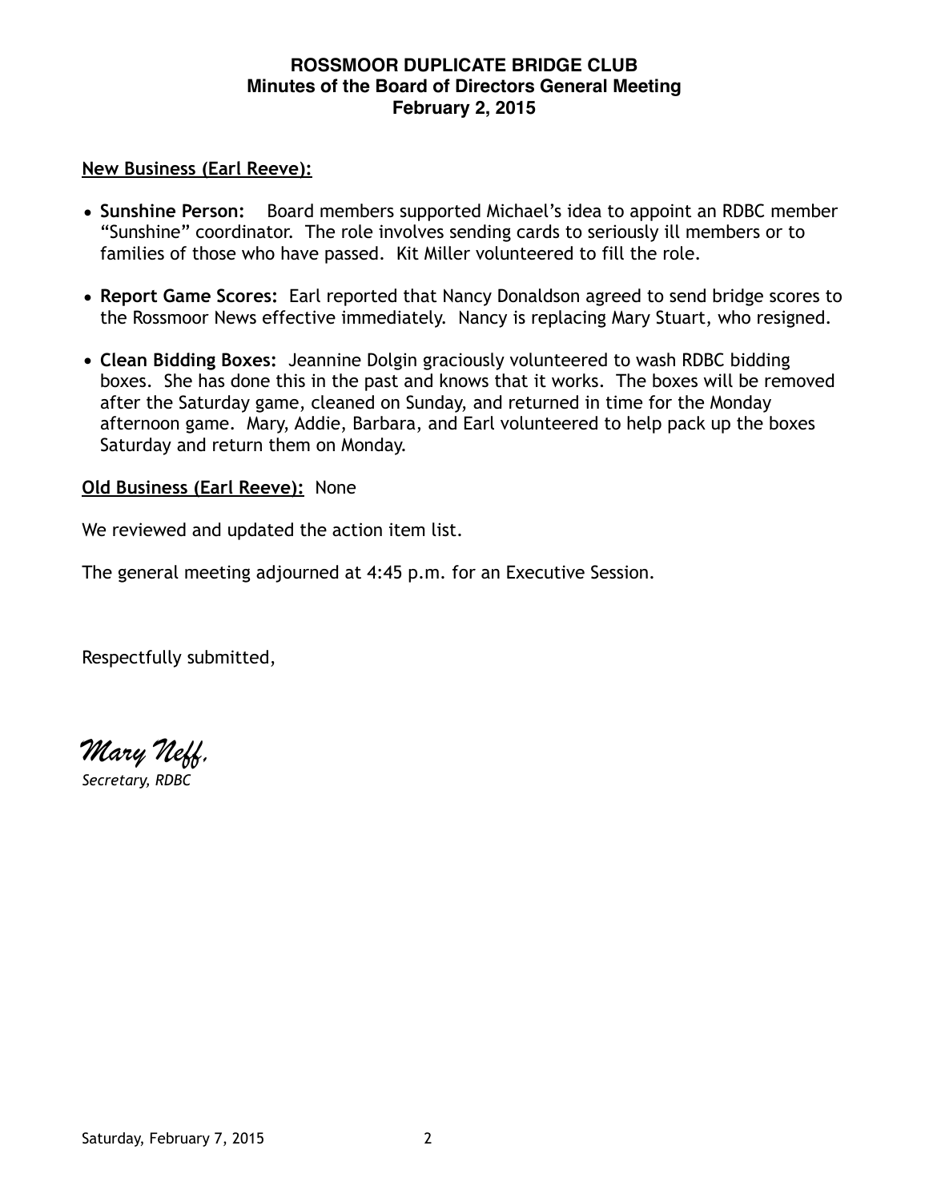**ROSSMOOR DUPLICATE BRIDGE CLUB**
**Minutes of the Board of Directors General Meeting**
**February 2, 2015**

**New Business (Earl Reeve):**

- **Sunshine Person:** Board members supported Michael's idea to appoint an RDBC member "Sunshine" coordinator. The role involves sending cards to seriously ill members or to families of those who have passed. Kit Miller volunteered to fill the role.
- **Report Game Scores:** Earl reported that Nancy Donaldson agreed to send bridge scores to the Rossmoor News effective immediately. Nancy is replacing Mary Stuart, who resigned.
- **Clean Bidding Boxes:** Jeannine Dolgin graciously volunteered to wash RDBC bidding boxes. She has done this in the past and knows that it works. The boxes will be removed after the Saturday game, cleaned on Sunday, and returned in time for the Monday afternoon game. Mary, Addie, Barbara, and Earl volunteered to help pack up the boxes Saturday and return them on Monday.

**Old Business (Earl Reeve):** None

We reviewed and updated the action item list.

The general meeting adjourned at 4:45 p.m. for an Executive Session.

Respectfully submitted,

*Mary Neff,*
*Secretary, RDBC*